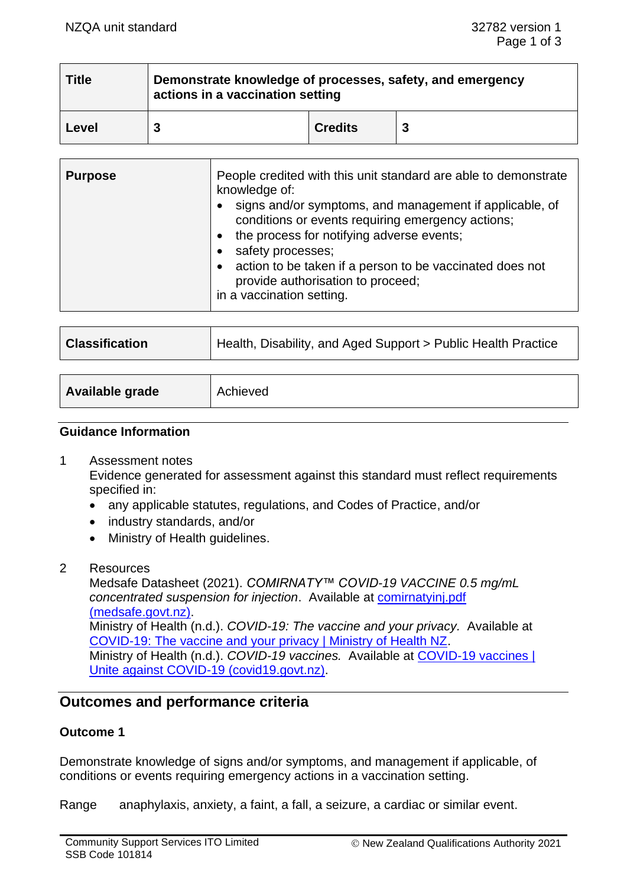| Title | Demonstrate knowledge of processes, safety, and emergency actions in a vaccination setting | | |
|---|---|---|---|
| Level | 3 | Credits | 3 |

| Purpose | People credited with this unit standard are able to demonstrate knowledge of:<br>• signs and/or symptoms, and management if applicable, of conditions or events requiring emergency actions;<br>• the process for notifying adverse events;<br>• safety processes;<br>• action to be taken if a person to be vaccinated does not provide authorisation to proceed;<br>in a vaccination setting. |
|---|---|

| Classification | Health, Disability, and Aged Support > Public Health Practice |
|---|---|

| Available grade | Achieved |
|---|---|

## Guidance Information

1 Assessment notes

Evidence generated for assessment against this standard must reflect requirements specified in:

- any applicable statutes, regulations, and Codes of Practice, and/or
- industry standards, and/or
- Ministry of Health guidelines.

2 Resources

Medsafe Datasheet (2021). *COMIRNATY™ COVID-19 VACCINE 0.5 mg/mL concentrated suspension for injection*. Available at comirnatyinj.pdf (medsafe.govt.nz).

Ministry of Health (n.d.). *COVID-19: The vaccine and your privacy.* Available at COVID-19: The vaccine and your privacy | Ministry of Health NZ.

Ministry of Health (n.d.). *COVID-19 vaccines.* Available at COVID-19 vaccines | Unite against COVID-19 (covid19.govt.nz).

## Outcomes and performance criteria

### Outcome 1

Demonstrate knowledge of signs and/or symptoms, and management if applicable, of conditions or events requiring emergency actions in a vaccination setting.

Range anaphylaxis, anxiety, a faint, a fall, a seizure, a cardiac or similar event.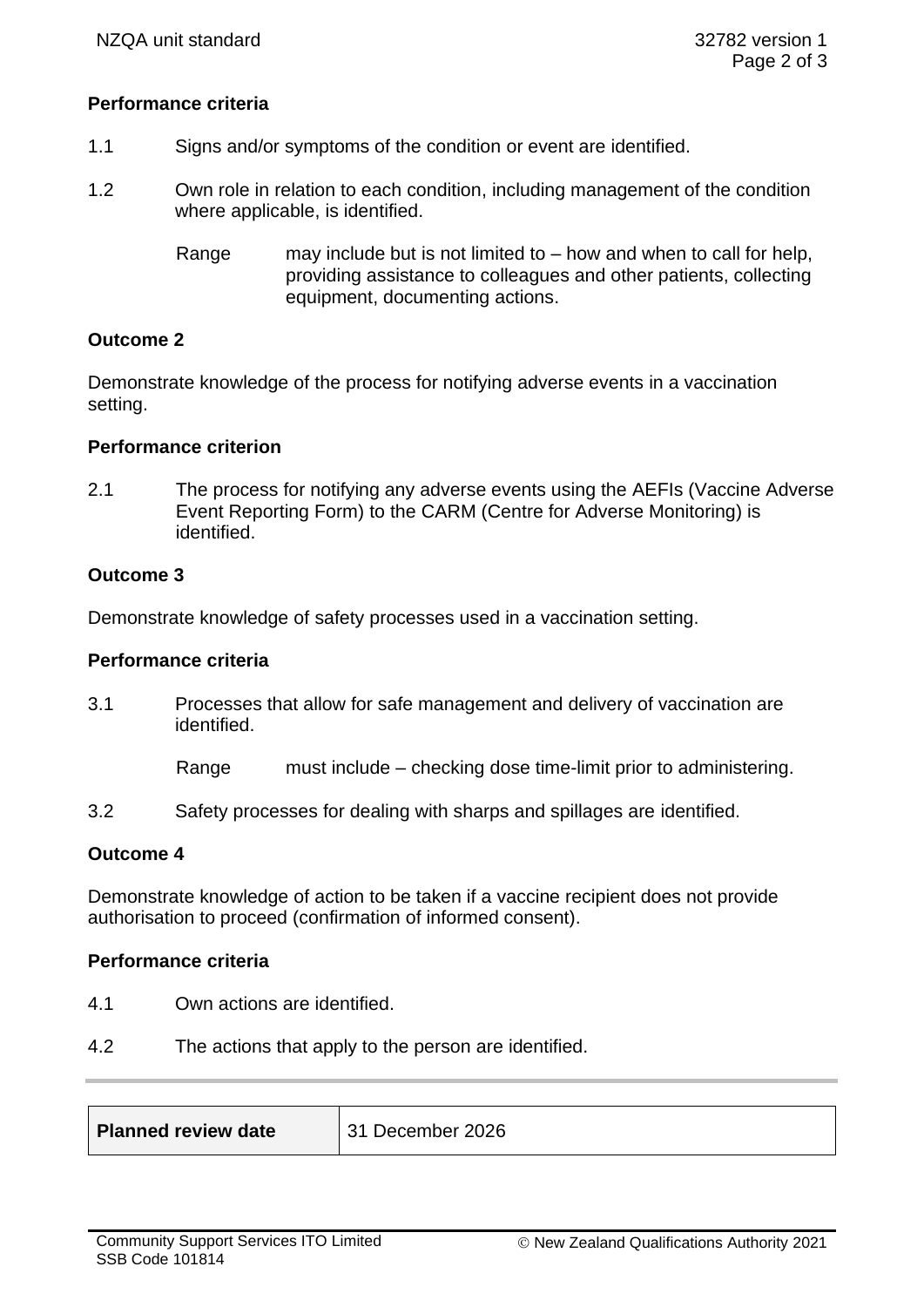**Performance criteria**

1.1 Signs and/or symptoms of the condition or event are identified.

1.2 Own role in relation to each condition, including management of the condition where applicable, is identified.

Range may include but is not limited to – how and when to call for help, providing assistance to colleagues and other patients, collecting equipment, documenting actions.

**Outcome 2**

Demonstrate knowledge of the process for notifying adverse events in a vaccination setting.

**Performance criterion**

2.1 The process for notifying any adverse events using the AEFIs (Vaccine Adverse Event Reporting Form) to the CARM (Centre for Adverse Monitoring) is identified.

**Outcome 3**

Demonstrate knowledge of safety processes used in a vaccination setting.

**Performance criteria**

3.1 Processes that allow for safe management and delivery of vaccination are identified.

Range must include – checking dose time-limit prior to administering.

3.2 Safety processes for dealing with sharps and spillages are identified.

**Outcome 4**

Demonstrate knowledge of action to be taken if a vaccine recipient does not provide authorisation to proceed (confirmation of informed consent).

**Performance criteria**

4.1 Own actions are identified.

4.2 The actions that apply to the person are identified.

| **Planned review date** | 31 December 2026 |
|---|---|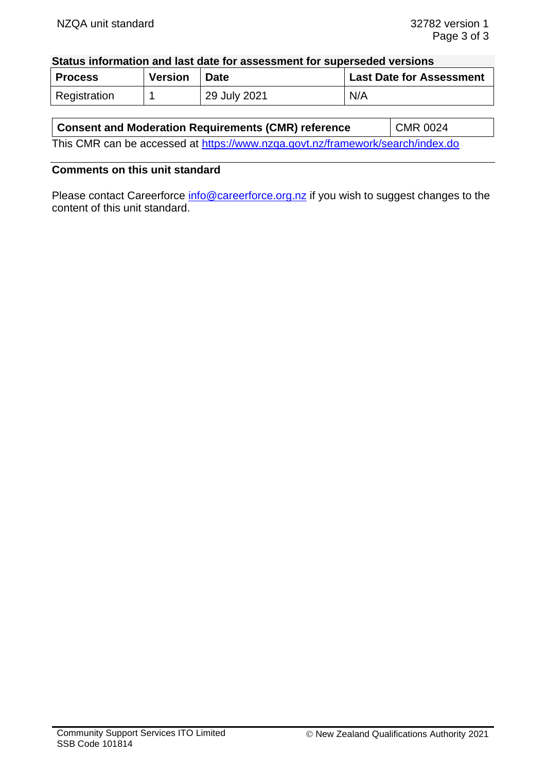**Status information and last date for assessment for superseded versions**

| Process | Version | Date | Last Date for Assessment |
|---|---|---|---|
| Registration | 1 | 29 July 2021 | N/A |

| | |
|---|---|
| **Consent and Moderation Requirements (CMR) reference** | CMR 0024 |

This CMR can be accessed at https://www.nzqa.govt.nz/framework/search/index.do

**Comments on this unit standard**

Please contact Careerforce info@careerforce.org.nz if you wish to suggest changes to the content of this unit standard.